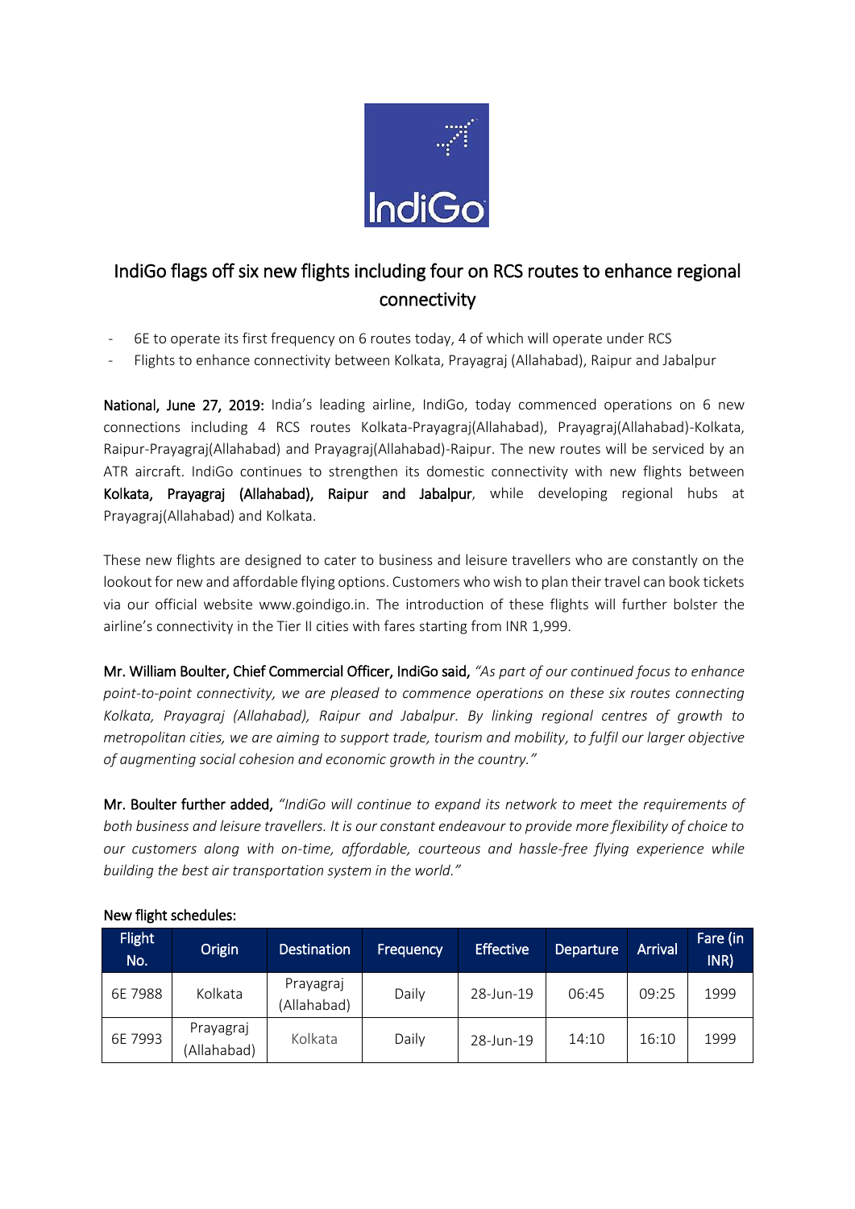# IndiGo flags off six new flights including four on RCS routes to enhance regional connectivity

- 6E to operate its first frequency on 6 routes today, 4 of which will operate under RCS
- Flights to enhance connectivity between Kolkata, Prayagraj (Allahabad), Raipur and Jabalpur

**National, June 27, 2019:** India's leading airline, IndiGo, today commenced operations on 6 new connections including 4 RCS routes Kolkata-Prayagraj(Allahabad), Prayagraj(Allahabad)-Kolkata, Raipur-Prayagraj(Allahabad) and Prayagraj(Allahabad)-Raipur. The new routes will be serviced by an ATR aircraft. IndiGo continues to strengthen its domestic connectivity with new flights between **Kolkata, Prayagraj (Allahabad), Raipur and Jabalpur**, while developing regional hubs at Prayagraj(Allahabad) and Kolkata.

These new flights are designed to cater to business and leisure travellers who are constantly on the lookout for new and affordable flying options. Customers who wish to plan their travel can book tickets via our official website www.goindigo.in. The introduction of these flights will further bolster the airline's connectivity in the Tier II cities with fares starting from INR 1,999.

**Mr. William Boulter, Chief Commercial Officer, IndiGo said,** *"As part of our continued focus to enhance point-to-point connectivity, we are pleased to commence operations on these six routes connecting Kolkata, Prayagraj (Allahabad), Raipur and Jabalpur. By linking regional centres of growth to metropolitan cities, we are aiming to support trade, tourism and mobility, to fulfil our larger objective of augmenting social cohesion and economic growth in the country."*

**Mr. Boulter further added,** *"IndiGo will continue to expand its network to meet the requirements of both business and leisure travellers. It is our constant endeavour to provide more flexibility of choice to our customers along with on-time, affordable, courteous and hassle-free flying experience while building the best air transportation system in the world."*

**New flight schedules:**

| Flight No. | Origin | Destination | Frequency | Effective | Departure | Arrival | Fare (in INR) |
|---|---|---|---|---|---|---|---|
| 6E 7988 | Kolkata | Prayagraj (Allahabad) | Daily | 28-Jun-19 | 06:45 | 09:25 | 1999 |
| 6E 7993 | Prayagraj (Allahabad) | Kolkata | Daily | 28-Jun-19 | 14:10 | 16:10 | 1999 |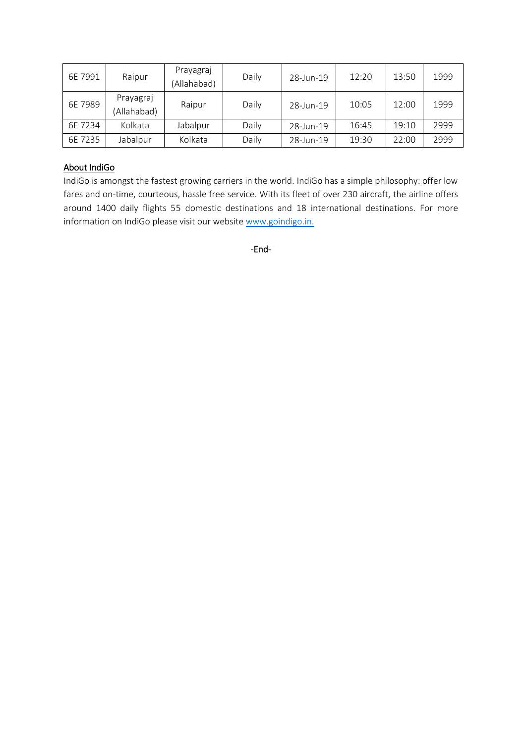| | | | | | | | |
|---|---|---|---|---|---|---|---|
| 6E 7991 | Raipur | Prayagraj (Allahabad) | Daily | 28-Jun-19 | 12:20 | 13:50 | 1999 |
| 6E 7989 | Prayagraj (Allahabad) | Raipur | Daily | 28-Jun-19 | 10:05 | 12:00 | 1999 |
| 6E 7234 | Kolkata | Jabalpur | Daily | 28-Jun-19 | 16:45 | 19:10 | 2999 |
| 6E 7235 | Jabalpur | Kolkata | Daily | 28-Jun-19 | 19:30 | 22:00 | 2999 |

**About IndiGo**

IndiGo is amongst the fastest growing carriers in the world. IndiGo has a simple philosophy: offer low fares and on-time, courteous, hassle free service. With its fleet of over 230 aircraft, the airline offers around 1400 daily flights 55 domestic destinations and 18 international destinations. For more information on IndiGo please visit our website www.goindigo.in.

-End-